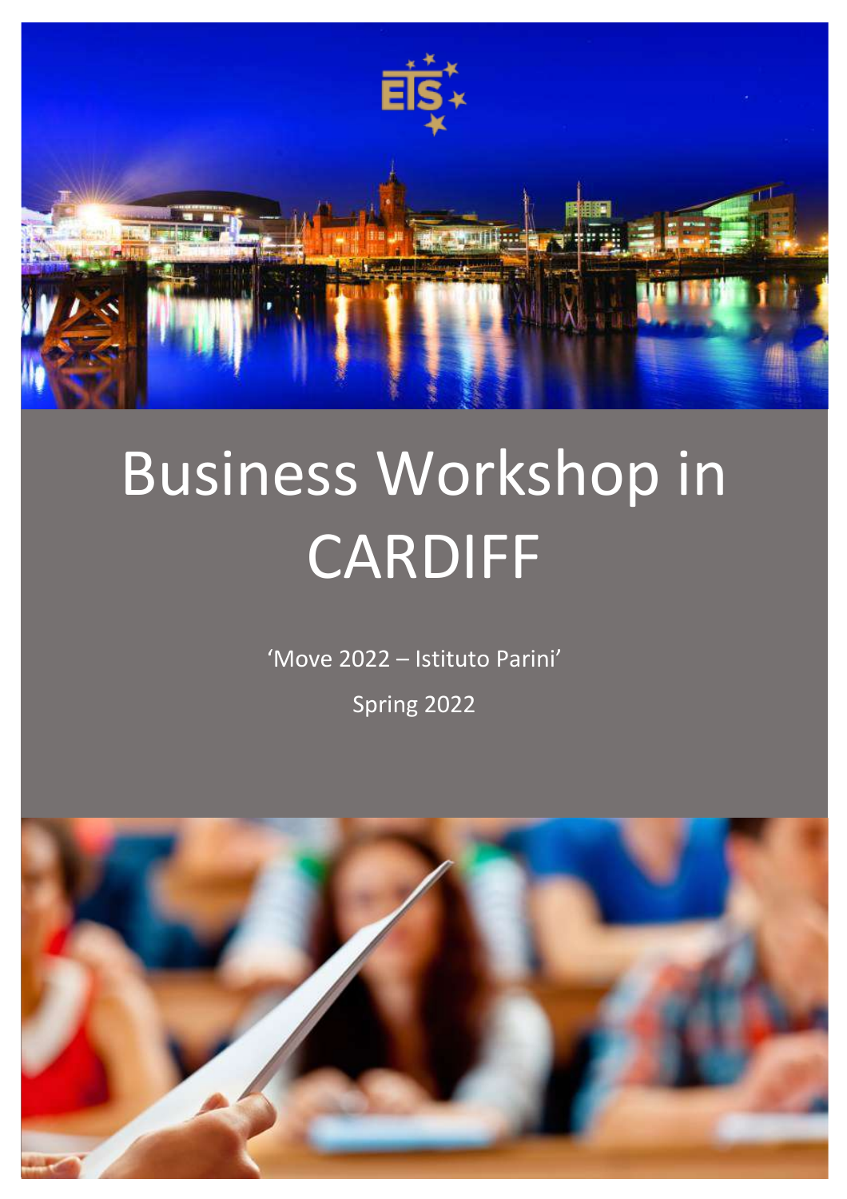# Business Workshop in CARDIFF

'Move 2022 – Istituto Parini'

Spring 2022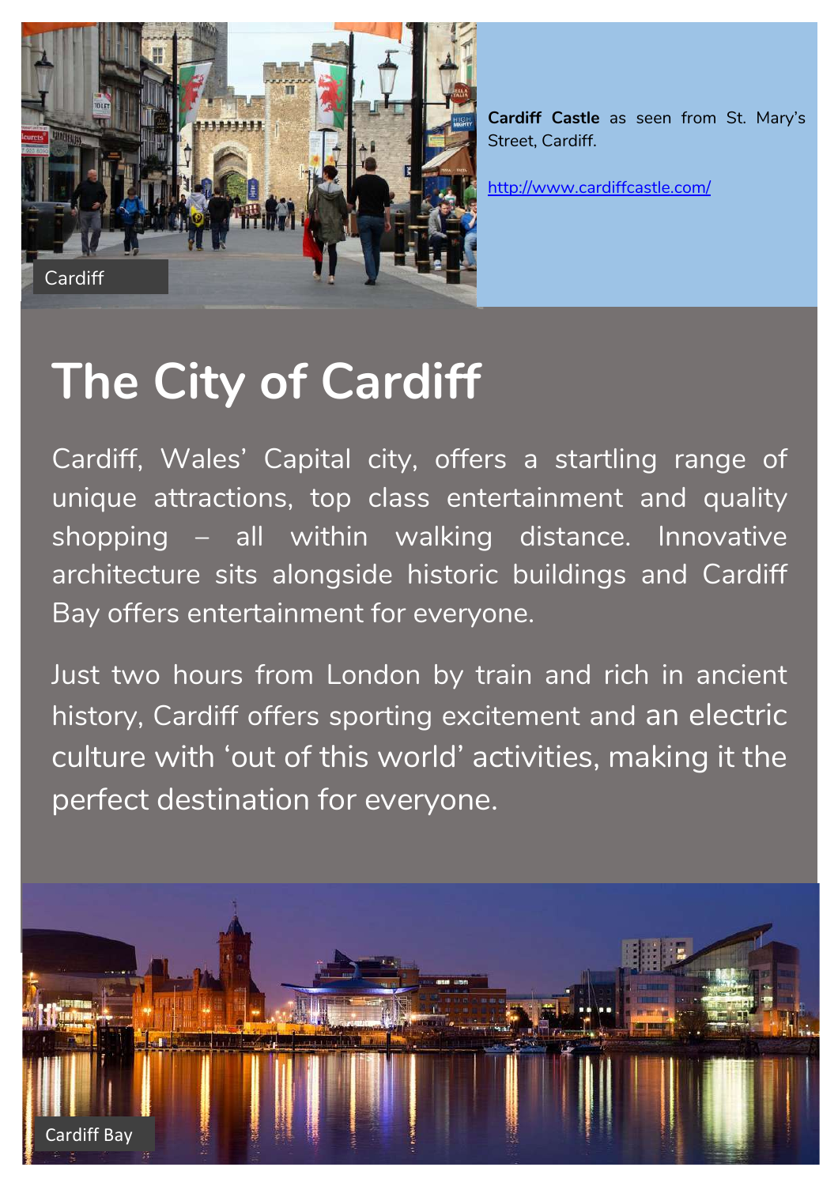**Cardiff Castle** as seen from St. Mary's Street, Cardiff.

http://www.cardiffcastle.com/

Cardiff

# The City of Cardiff

Cardiff, Wales' Capital city, offers a startling range of unique attractions, top class entertainment and quality shopping – all within walking distance. Innovative architecture sits alongside historic buildings and Cardiff Bay offers entertainment for everyone.

Just two hours from London by train and rich in ancient history, Cardiff offers sporting excitement and an electric culture with 'out of this world' activities, making it the perfect destination for everyone.

Cardiff Bay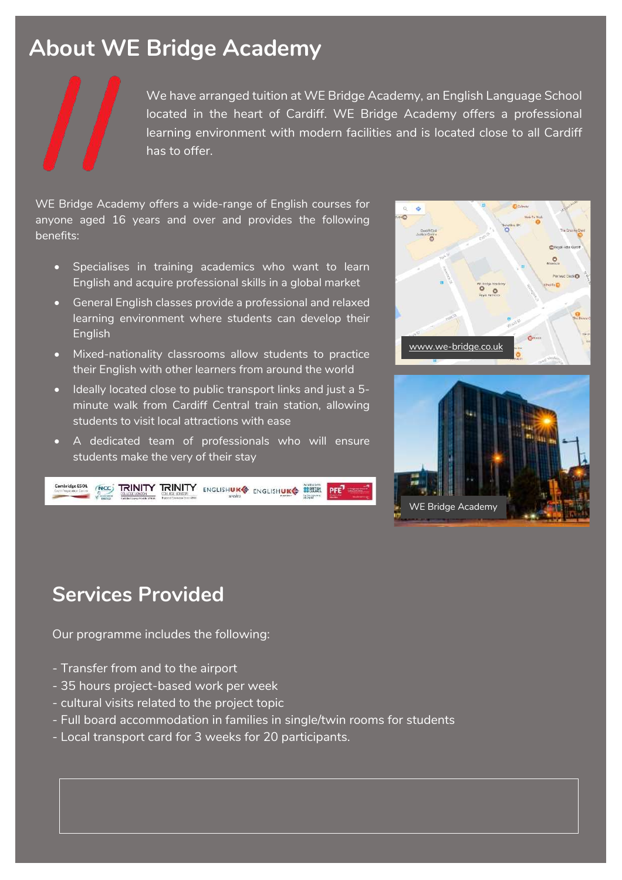# About WE Bridge Academy

We have arranged tuition at WE Bridge Academy, an English Language School located in the heart of Cardiff. WE Bridge Academy offers a professional learning environment with modern facilities and is located close to all Cardiff has to offer.

WE Bridge Academy offers a wide-range of English courses for anyone aged 16 years and over and provides the following benefits:

- Specialises in training academics who want to learn English and acquire professional skills in a global market
- General English classes provide a professional and relaxed learning environment where students can develop their English
- Mixed-nationality classrooms allow students to practice their English with other learners from around the world
- Ideally located close to public transport links and just a 5-minute walk from Cardiff Central train station, allowing students to visit local attractions with ease
- A dedicated team of professionals who will ensure students make the very of their stay

www.we-bridge.co.uk

WE Bridge Academy

## Services Provided

Our programme includes the following:

- Transfer from and to the airport
- 35 hours project-based work per week
- cultural visits related to the project topic
- Full board accommodation in families in single/twin rooms for students
- Local transport card for 3 weeks for 20 participants.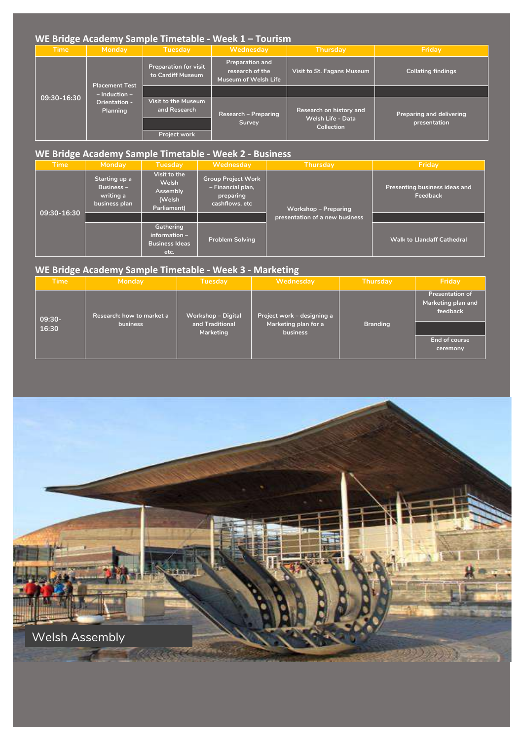## WE Bridge Academy Sample Timetable - Week 1 – Tourism

| Time | Monday | Tuesday | Wednesday | Thursday | Friday |
|---|---|---|---|---|---|
| 09:30-16:30 | Placement Test – Induction – Orientation - Planning | Preparation for visit to Cardiff Museum | Preparation and research of the Museum of Welsh Life | Visit to St. Fagans Museum | Collating findings |
| | | Visit to the Museum and Research | Research – Preparing Survey | Research on history and Welsh Life - Data Collection | Preparing and delivering presentation |
| | | Project work | | | |

## WE Bridge Academy Sample Timetable - Week 2 - Business

| Time | Monday | Tuesday | Wednesday | Thursday | Friday |
|---|---|---|---|---|---|
| 09:30-16:30 | Starting up a Business – writing a business plan | Visit to the Welsh Assembly (Welsh Parliament) | Group Project Work – Financial plan, preparing cashflows, etc | Workshop – Preparing presentation of a new business | Presenting business ideas and Feedback |
| | | Gathering information – Business Ideas etc. | Problem Solving | | Walk to Llandaff Cathedral |

## WE Bridge Academy Sample Timetable - Week 3 - Marketing

| Time | Monday | Tuesday | Wednesday | Thursday | Friday |
|---|---|---|---|---|---|
| 09:30-16:30 | Research: how to market a business | Workshop – Digital and Traditional Marketing | Project work – designing a Marketing plan for a business | Branding | Presentation of Marketing plan and feedback |
| | | | | | End of course ceremony |

Welsh Assembly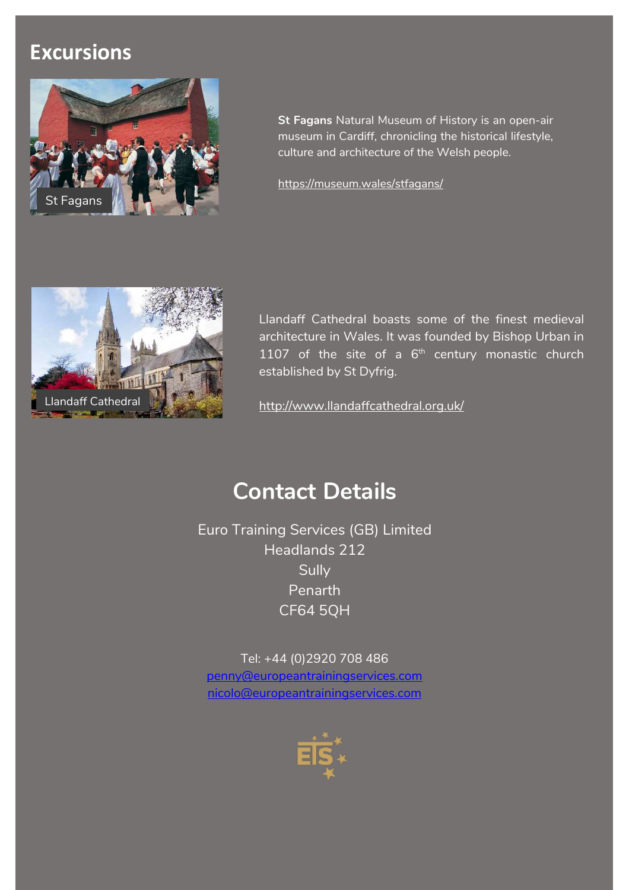# Excursions

St Fagans

**St Fagans** Natural Museum of History is an open-air museum in Cardiff, chronicling the historical lifestyle, culture and architecture of the Welsh people.

https://museum.wales/stfagans/

Llandaff Cathedral

Llandaff Cathedral boasts some of the finest medieval architecture in Wales. It was founded by Bishop Urban in 1107 of the site of a 6th century monastic church established by St Dyfrig.

http://www.llandaffcathedral.org.uk/

## Contact Details

Euro Training Services (GB) Limited
Headlands 212
Sully
Penarth
CF64 5QH

Tel: +44 (0)2920 708 486
penny@europeantrainingservices.com
nicolo@europeantrainingservices.com

ETS